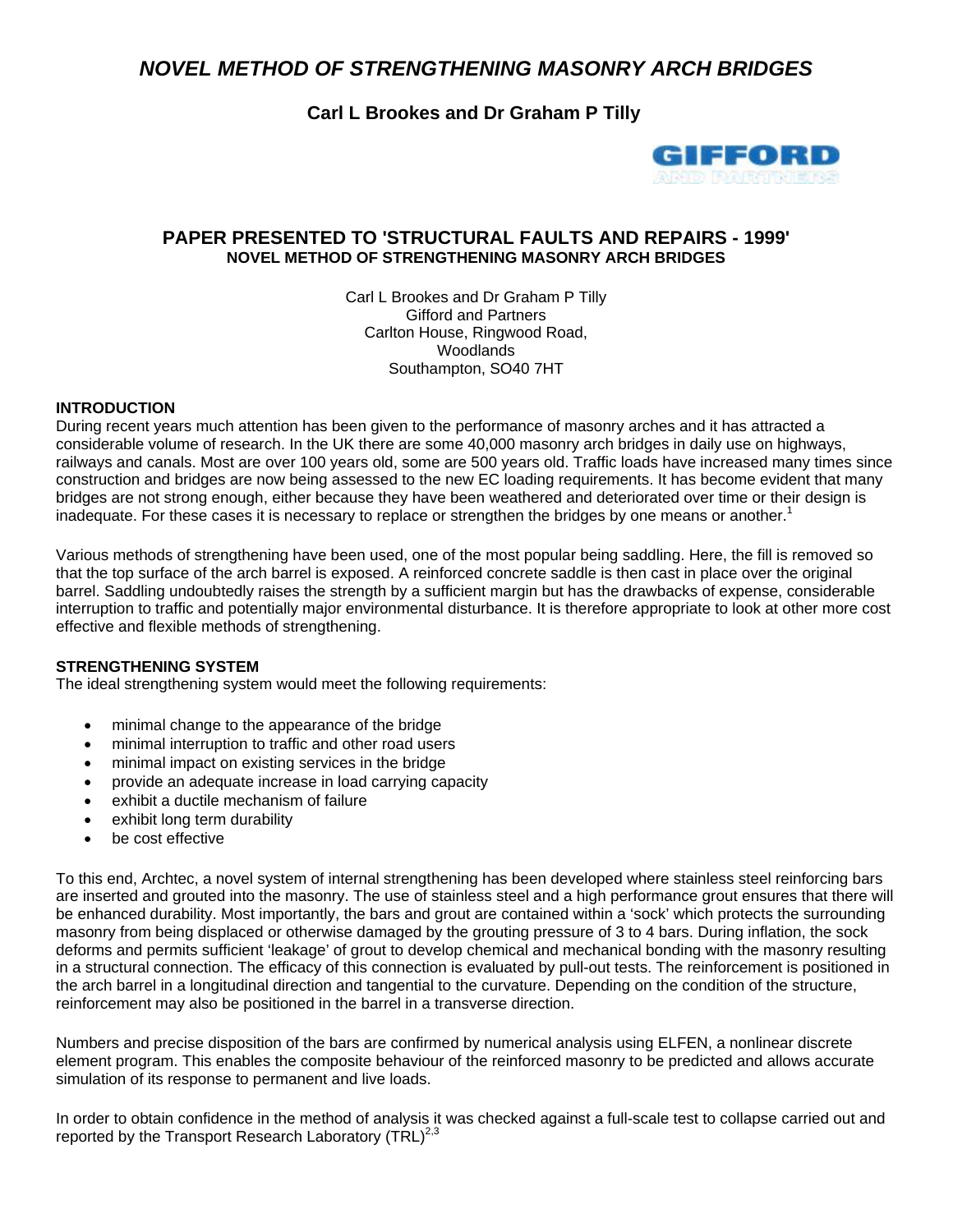# *NOVEL METHOD OF STRENGTHENING MASONRY ARCH BRIDGES*

**Carl L Brookes and Dr Graham P Tilly**

GIFFORD AND PARTNERS

## PAPER PRESENTED TO 'STRUCTURAL FAULTS AND REPAIRS - 1999'

**NOVEL METHOD OF STRENGTHENING MASONRY ARCH BRIDGES**

Carl L Brookes and Dr Graham P Tilly
Gifford and Partners
Carlton House, Ringwood Road,
Woodlands
Southampton, SO40 7HT

### INTRODUCTION

During recent years much attention has been given to the performance of masonry arches and it has attracted a considerable volume of research. In the UK there are some 40,000 masonry arch bridges in daily use on highways, railways and canals. Most are over 100 years old, some are 500 years old. Traffic loads have increased many times since construction and bridges are now being assessed to the new EC loading requirements. It has become evident that many bridges are not strong enough, either because they have been weathered and deteriorated over time or their design is inadequate. For these cases it is necessary to replace or strengthen the bridges by one means or another.[1]

Various methods of strengthening have been used, one of the most popular being saddling. Here, the fill is removed so that the top surface of the arch barrel is exposed. A reinforced concrete saddle is then cast in place over the original barrel. Saddling undoubtedly raises the strength by a sufficient margin but has the drawbacks of expense, considerable interruption to traffic and potentially major environmental disturbance. It is therefore appropriate to look at other more cost effective and flexible methods of strengthening.

### STRENGTHENING SYSTEM

The ideal strengthening system would meet the following requirements:

- minimal change to the appearance of the bridge
- minimal interruption to traffic and other road users
- minimal impact on existing services in the bridge
- provide an adequate increase in load carrying capacity
- exhibit a ductile mechanism of failure
- exhibit long term durability
- be cost effective

To this end, Archtec, a novel system of internal strengthening has been developed where stainless steel reinforcing bars are inserted and grouted into the masonry. The use of stainless steel and a high performance grout ensures that there will be enhanced durability. Most importantly, the bars and grout are contained within a 'sock' which protects the surrounding masonry from being displaced or otherwise damaged by the grouting pressure of 3 to 4 bars. During inflation, the sock deforms and permits sufficient 'leakage' of grout to develop chemical and mechanical bonding with the masonry resulting in a structural connection. The efficacy of this connection is evaluated by pull-out tests. The reinforcement is positioned in the arch barrel in a longitudinal direction and tangential to the curvature. Depending on the condition of the structure, reinforcement may also be positioned in the barrel in a transverse direction.

Numbers and precise disposition of the bars are confirmed by numerical analysis using ELFEN, a nonlinear discrete element program. This enables the composite behaviour of the reinforced masonry to be predicted and allows accurate simulation of its response to permanent and live loads.

In order to obtain confidence in the method of analysis it was checked against a full-scale test to collapse carried out and reported by the Transport Research Laboratory (TRL)[2,3]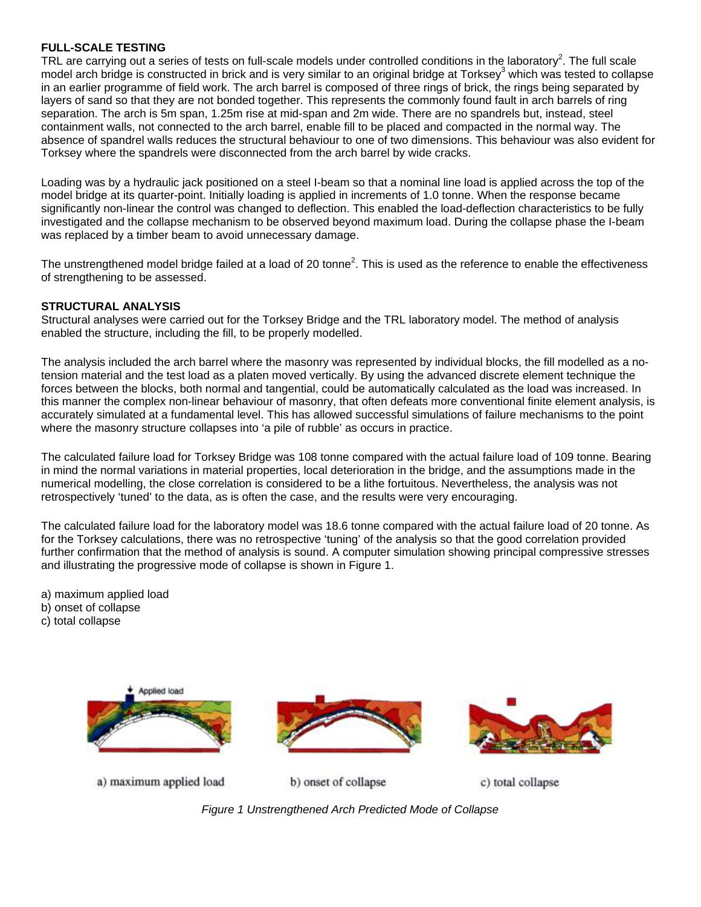**FULL-SCALE TESTING**

TRL are carrying out a series of tests on full-scale models under controlled conditions in the laboratory[2]. The full scale model arch bridge is constructed in brick and is very similar to an original bridge at Torksey[3] which was tested to collapse in an earlier programme of field work. The arch barrel is composed of three rings of brick, the rings being separated by layers of sand so that they are not bonded together. This represents the commonly found fault in arch barrels of ring separation. The arch is 5m span, 1.25m rise at mid-span and 2m wide. There are no spandrels but, instead, steel containment walls, not connected to the arch barrel, enable fill to be placed and compacted in the normal way. The absence of spandrel walls reduces the structural behaviour to one of two dimensions. This behaviour was also evident for Torksey where the spandrels were disconnected from the arch barrel by wide cracks.

Loading was by a hydraulic jack positioned on a steel I-beam so that a nominal line load is applied across the top of the model bridge at its quarter-point. Initially loading is applied in increments of 1.0 tonne. When the response became significantly non-linear the control was changed to deflection. This enabled the load-deflection characteristics to be fully investigated and the collapse mechanism to be observed beyond maximum load. During the collapse phase the I-beam was replaced by a timber beam to avoid unnecessary damage.

The unstrengthened model bridge failed at a load of 20 tonne[2]. This is used as the reference to enable the effectiveness of strengthening to be assessed.

**STRUCTURAL ANALYSIS**

Structural analyses were carried out for the Torksey Bridge and the TRL laboratory model. The method of analysis enabled the structure, including the fill, to be properly modelled.

The analysis included the arch barrel where the masonry was represented by individual blocks, the fill modelled as a no-tension material and the test load as a platen moved vertically. By using the advanced discrete element technique the forces between the blocks, both normal and tangential, could be automatically calculated as the load was increased. In this manner the complex non-linear behaviour of masonry, that often defeats more conventional finite element analysis, is accurately simulated at a fundamental level. This has allowed successful simulations of failure mechanisms to the point where the masonry structure collapses into 'a pile of rubble' as occurs in practice.

The calculated failure load for Torksey Bridge was 108 tonne compared with the actual failure load of 109 tonne. Bearing in mind the normal variations in material properties, local deterioration in the bridge, and the assumptions made in the numerical modelling, the close correlation is considered to be a lithe fortuitous. Nevertheless, the analysis was not retrospectively 'tuned' to the data, as is often the case, and the results were very encouraging.

The calculated failure load for the laboratory model was 18.6 tonne compared with the actual failure load of 20 tonne. As for the Torksey calculations, there was no retrospective 'tuning' of the analysis so that the good correlation provided further confirmation that the method of analysis is sound. A computer simulation showing principal compressive stresses and illustrating the progressive mode of collapse is shown in Figure 1.

a) maximum applied load
b) onset of collapse
c) total collapse

a) maximum applied load    b) onset of collapse    c) total collapse

*Figure 1 Unstrengthened Arch Predicted Mode of Collapse*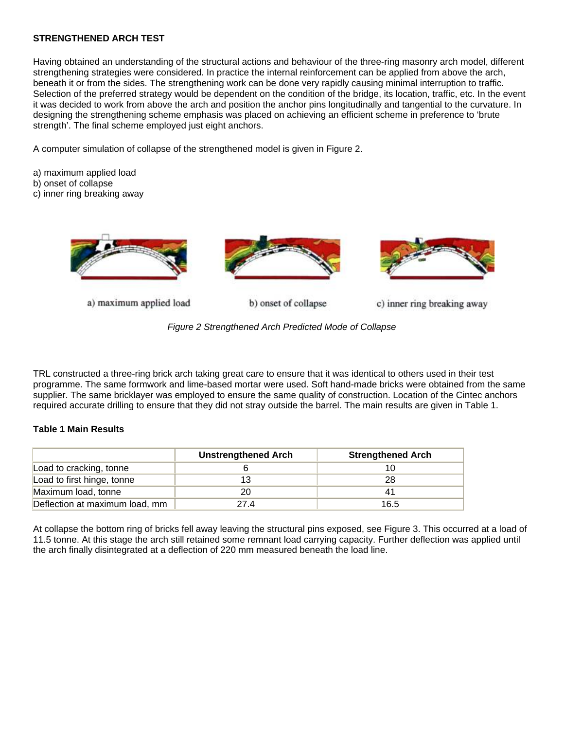**STRENGTHENED ARCH TEST**

Having obtained an understanding of the structural actions and behaviour of the three-ring masonry arch model, different strengthening strategies were considered. In practice the internal reinforcement can be applied from above the arch, beneath it or from the sides. The strengthening work can be done very rapidly causing minimal interruption to traffic. Selection of the preferred strategy would be dependent on the condition of the bridge, its location, traffic, etc. In the event it was decided to work from above the arch and position the anchor pins longitudinally and tangential to the curvature. In designing the strengthening scheme emphasis was placed on achieving an efficient scheme in preference to 'brute strength'. The final scheme employed just eight anchors.

A computer simulation of collapse of the strengthened model is given in Figure 2.

a) maximum applied load
b) onset of collapse
c) inner ring breaking away

a) maximum applied load　　b) onset of collapse　　c) inner ring breaking away

*Figure 2 Strengthened Arch Predicted Mode of Collapse*

TRL constructed a three-ring brick arch taking great care to ensure that it was identical to others used in their test programme. The same formwork and lime-based mortar were used. Soft hand-made bricks were obtained from the same supplier. The same bricklayer was employed to ensure the same quality of construction. Location of the Cintec anchors required accurate drilling to ensure that they did not stray outside the barrel. The main results are given in Table 1.

**Table 1 Main Results**

| | Unstrengthened Arch | Strengthened Arch |
|---|---|---|
| Load to cracking, tonne | 6 | 10 |
| Load to first hinge, tonne | 13 | 28 |
| Maximum load, tonne | 20 | 41 |
| Deflection at maximum load, mm | 27.4 | 16.5 |

At collapse the bottom ring of bricks fell away leaving the structural pins exposed, see Figure 3. This occurred at a load of 11.5 tonne. At this stage the arch still retained some remnant load carrying capacity. Further deflection was applied until the arch finally disintegrated at a deflection of 220 mm measured beneath the load line.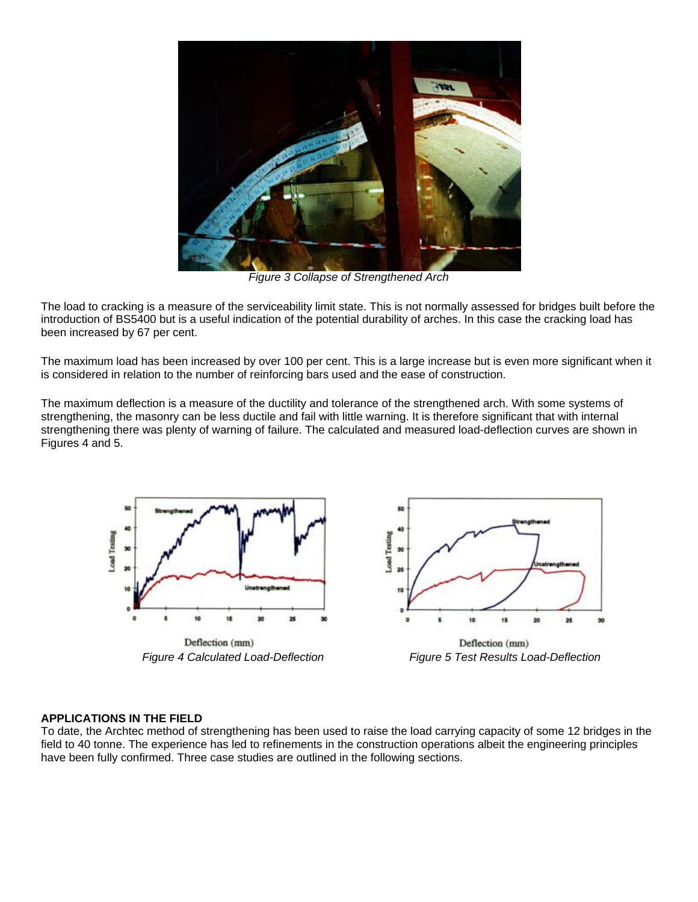*Figure 3 Collapse of Strengthened Arch*

The load to cracking is a measure of the serviceability limit state. This is not normally assessed for bridges built before the introduction of BS5400 but is a useful indication of the potential durability of arches. In this case the cracking load has been increased by 67 per cent.

The maximum load has been increased by over 100 per cent. This is a large increase but is even more significant when it is considered in relation to the number of reinforcing bars used and the ease of construction.

The maximum deflection is a measure of the ductility and tolerance of the strengthened arch. With some systems of strengthening, the masonry can be less ductile and fail with little warning. It is therefore significant that with internal strengthening there was plenty of warning of failure. The calculated and measured load-deflection curves are shown in Figures 4 and 5.

*Figure 4 Calculated Load-Deflection*

*Figure 5 Test Results Load-Deflection*

**APPLICATIONS IN THE FIELD**

To date, the Archtec method of strengthening has been used to raise the load carrying capacity of some 12 bridges in the field to 40 tonne. The experience has led to refinements in the construction operations albeit the engineering principles have been fully confirmed. Three case studies are outlined in the following sections.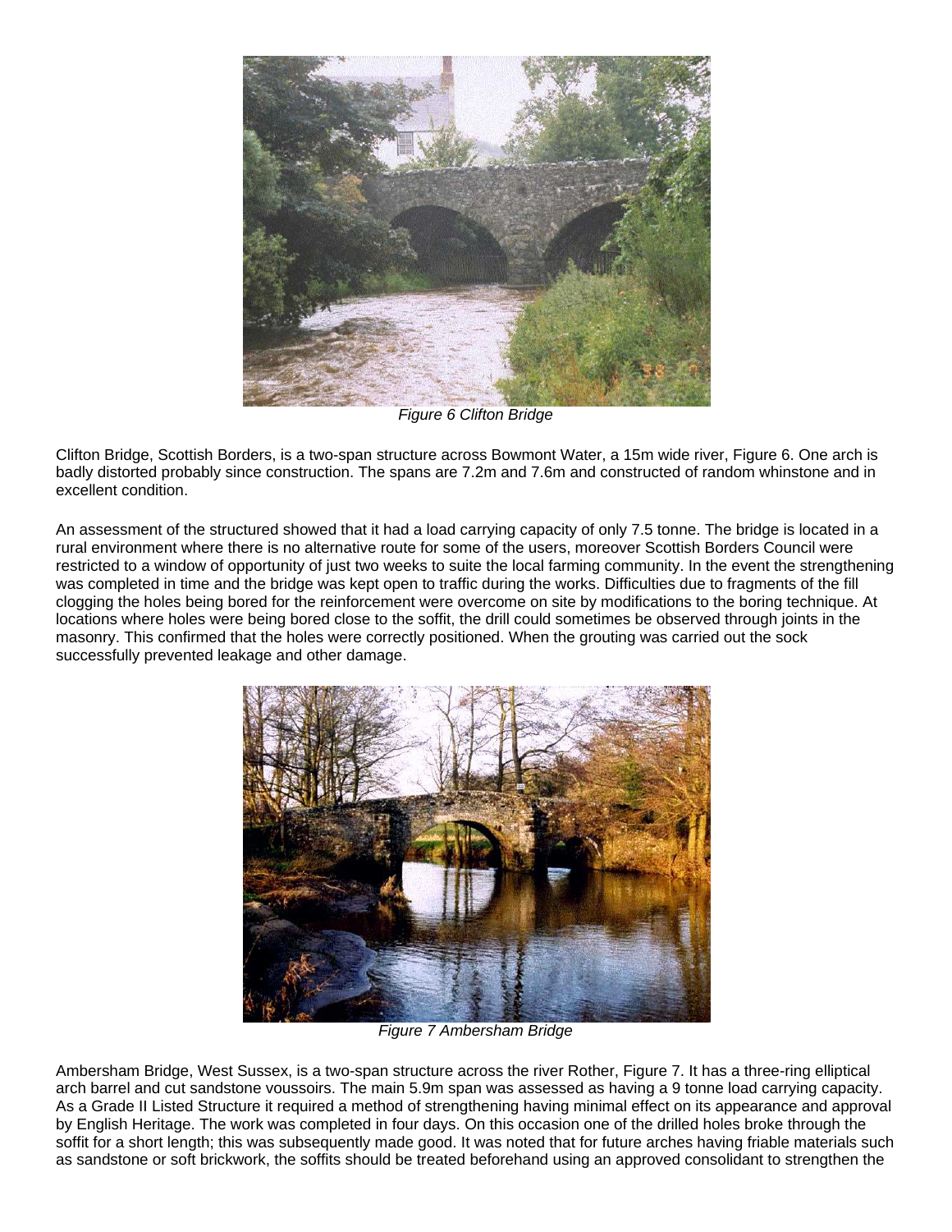*Figure 6 Clifton Bridge*

Clifton Bridge, Scottish Borders, is a two-span structure across Bowmont Water, a 15m wide river, Figure 6. One arch is badly distorted probably since construction. The spans are 7.2m and 7.6m and constructed of random whinstone and in excellent condition.

An assessment of the structured showed that it had a load carrying capacity of only 7.5 tonne. The bridge is located in a rural environment where there is no alternative route for some of the users, moreover Scottish Borders Council were restricted to a window of opportunity of just two weeks to suite the local farming community. In the event the strengthening was completed in time and the bridge was kept open to traffic during the works. Difficulties due to fragments of the fill clogging the holes being bored for the reinforcement were overcome on site by modifications to the boring technique. At locations where holes were being bored close to the soffit, the drill could sometimes be observed through joints in the masonry. This confirmed that the holes were correctly positioned. When the grouting was carried out the sock successfully prevented leakage and other damage.

*Figure 7 Ambersham Bridge*

Ambersham Bridge, West Sussex, is a two-span structure across the river Rother, Figure 7. It has a three-ring elliptical arch barrel and cut sandstone voussoirs. The main 5.9m span was assessed as having a 9 tonne load carrying capacity. As a Grade II Listed Structure it required a method of strengthening having minimal effect on its appearance and approval by English Heritage. The work was completed in four days. On this occasion one of the drilled holes broke through the soffit for a short length; this was subsequently made good. It was noted that for future arches having friable materials such as sandstone or soft brickwork, the soffits should be treated beforehand using an approved consolidant to strengthen the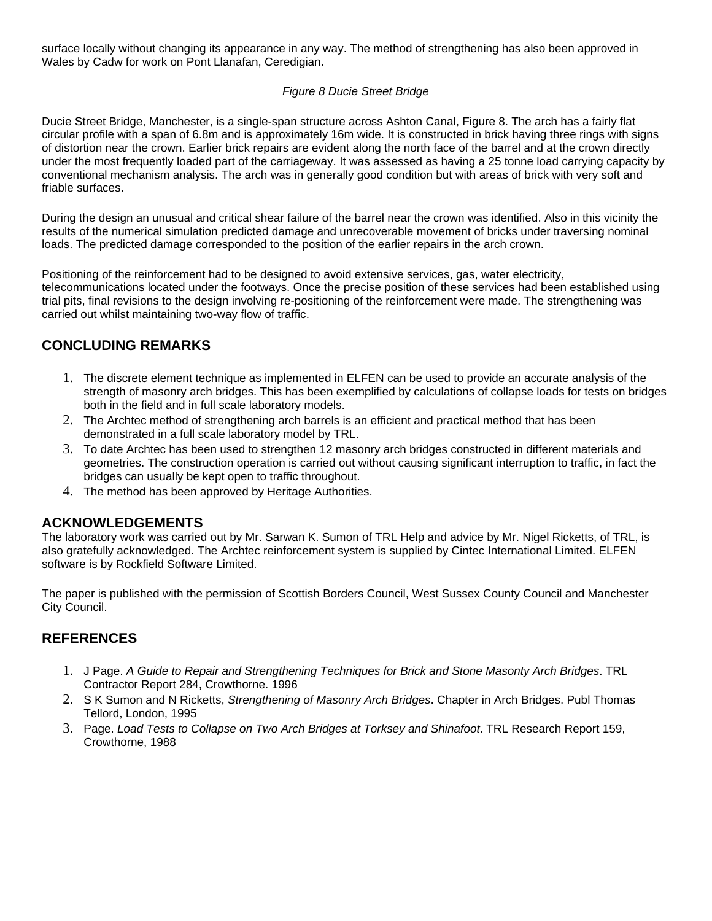surface locally without changing its appearance in any way. The method of strengthening has also been approved in Wales by Cadw for work on Pont Llanafan, Ceredigian.

*Figure 8 Ducie Street Bridge*

Ducie Street Bridge, Manchester, is a single-span structure across Ashton Canal, Figure 8. The arch has a fairly flat circular profile with a span of 6.8m and is approximately 16m wide. It is constructed in brick having three rings with signs of distortion near the crown. Earlier brick repairs are evident along the north face of the barrel and at the crown directly under the most frequently loaded part of the carriageway. It was assessed as having a 25 tonne load carrying capacity by conventional mechanism analysis. The arch was in generally good condition but with areas of brick with very soft and friable surfaces.

During the design an unusual and critical shear failure of the barrel near the crown was identified. Also in this vicinity the results of the numerical simulation predicted damage and unrecoverable movement of bricks under traversing nominal loads. The predicted damage corresponded to the position of the earlier repairs in the arch crown.

Positioning of the reinforcement had to be designed to avoid extensive services, gas, water electricity, telecommunications located under the footways. Once the precise position of these services had been established using trial pits, final revisions to the design involving re-positioning of the reinforcement were made. The strengthening was carried out whilst maintaining two-way flow of traffic.

## CONCLUDING REMARKS

1. The discrete element technique as implemented in ELFEN can be used to provide an accurate analysis of the strength of masonry arch bridges. This has been exemplified by calculations of collapse loads for tests on bridges both in the field and in full scale laboratory models.
2. The Archtec method of strengthening arch barrels is an efficient and practical method that has been demonstrated in a full scale laboratory model by TRL.
3. To date Archtec has been used to strengthen 12 masonry arch bridges constructed in different materials and geometries. The construction operation is carried out without causing significant interruption to traffic, in fact the bridges can usually be kept open to traffic throughout.
4. The method has been approved by Heritage Authorities.

## ACKNOWLEDGEMENTS

The laboratory work was carried out by Mr. Sarwan K. Sumon of TRL Help and advice by Mr. Nigel Ricketts, of TRL, is also gratefully acknowledged. The Archtec reinforcement system is supplied by Cintec International Limited. ELFEN software is by Rockfield Software Limited.

The paper is published with the permission of Scottish Borders Council, West Sussex County Council and Manchester City Council.

## REFERENCES

1. J Page. *A Guide to Repair and Strengthening Techniques for Brick and Stone Masonty Arch Bridges*. TRL Contractor Report 284, Crowthorne. 1996
2. S K Sumon and N Ricketts, *Strengthening of Masonry Arch Bridges*. Chapter in Arch Bridges. Publ Thomas Tellord, London, 1995
3. Page. *Load Tests to Collapse on Two Arch Bridges at Torksey and Shinafoot*. TRL Research Report 159, Crowthorne, 1988